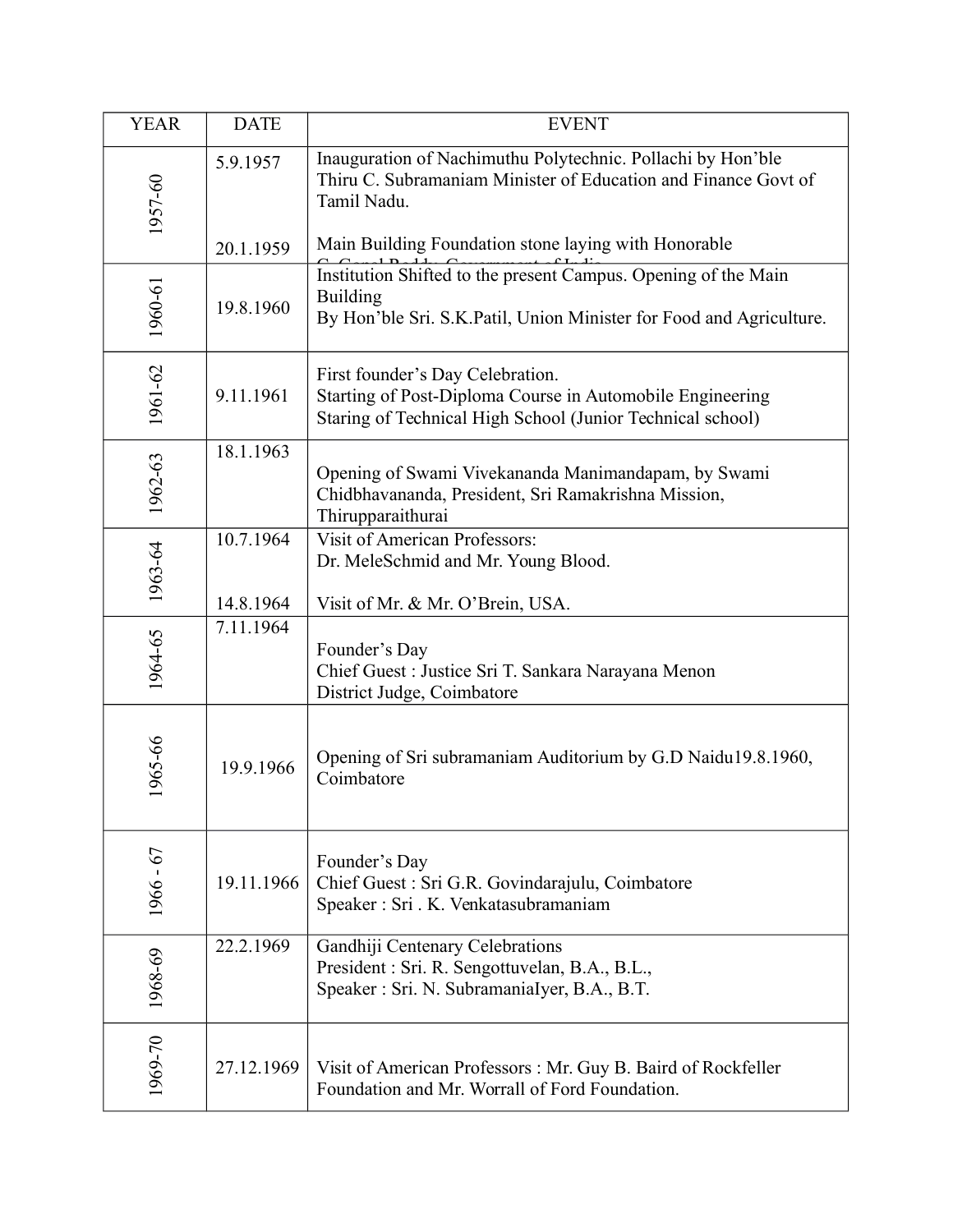| YEAR | DATE | EVENT |
|---|---|---|
| 1957-60 | 5.9.1957<br><br>20.1.1959 | Inauguration of Nachimuthu Polytechnic. Pollachi by Hon'ble Thiru C. Subramaniam Minister of Education and Finance Govt of Tamil Nadu.<br><br>Main Building Foundation stone laying with Honorable C. Gopal Reddy, Government of India |
| 1960-61 | 19.8.1960 | Institution Shifted to the present Campus. Opening of the Main Building<br>By Hon'ble Sri. S.K.Patil, Union Minister for Food and Agriculture. |
| 1961-62 | 9.11.1961 | First founder's Day Celebration.<br>Starting of Post-Diploma Course in Automobile Engineering<br>Staring of Technical High School (Junior Technical school) |
| 1962-63 | 18.1.1963 | Opening of Swami Vivekananda Manimandapam, by Swami Chidbhavananda, President, Sri Ramakrishna Mission, Thirupparaithurai |
| 1963-64 | 10.7.1964<br><br>14.8.1964 | Visit of American Professors:<br>Dr. MeleSchmid and Mr. Young Blood.<br><br>Visit of Mr. & Mr. O'Brein, USA. |
| 1964-65 | 7.11.1964 | Founder's Day<br>Chief Guest : Justice Sri T. Sankara Narayana Menon<br>District Judge, Coimbatore |
| 1965-66 | 19.9.1966 | Opening of Sri subramaniam Auditorium by G.D Naidu19.8.1960, Coimbatore |
| 1966 - 67 | 19.11.1966 | Founder's Day<br>Chief Guest : Sri G.R. Govindarajulu, Coimbatore<br>Speaker : Sri . K. Venkatasubramaniam |
| 1968-69 | 22.2.1969 | Gandhiji Centenary Celebrations<br>President : Sri. R. Sengottuvelan, B.A., B.L.,<br>Speaker : Sri. N. SubramaniaIyer, B.A., B.T. |
| 1969-70 | 27.12.1969 | Visit of American Professors : Mr. Guy B. Baird of Rockfeller Foundation and Mr. Worrall of Ford Foundation. |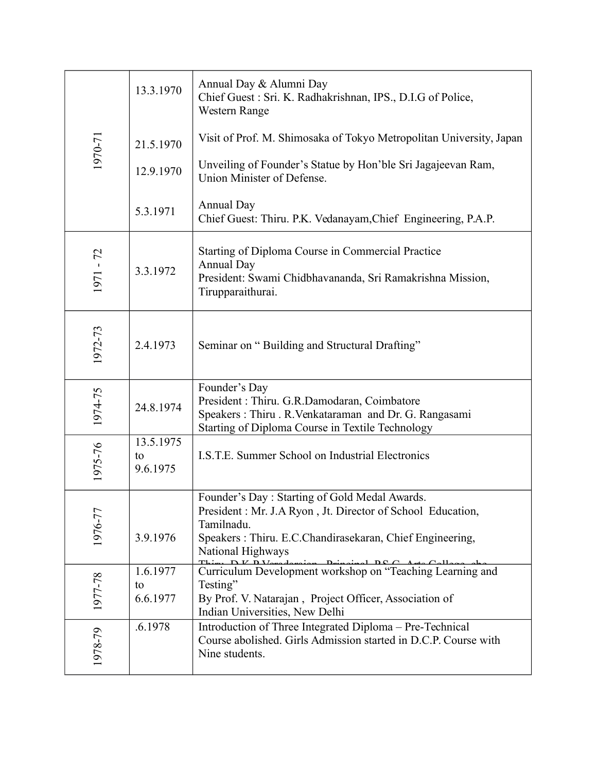| | | |
|---|---|---|
| 1970-71 | 13.3.1970 | Annual Day & Alumni Day<br>Chief Guest : Sri. K. Radhakrishnan, IPS., D.I.G of Police, Western Range |
| | 21.5.1970 | Visit of Prof. M. Shimosaka of Tokyo Metropolitan University, Japan |
| | 12.9.1970 | Unveiling of Founder's Statue by Hon'ble Sri Jagajeevan Ram, Union Minister of Defense. |
| | 5.3.1971 | Annual Day<br>Chief Guest: Thiru. P.K. Vedanayam,Chief Engineering, P.A.P. |
| 1971 - 72 | 3.3.1972 | Starting of Diploma Course in Commercial Practice<br>Annual Day<br>President: Swami Chidbhavananda, Sri Ramakrishna Mission, Tirupparaithurai. |
| 1972-73 | 2.4.1973 | Seminar on " Building and Structural Drafting" |
| 1974-75 | 24.8.1974 | Founder's Day<br>President : Thiru. G.R.Damodaran, Coimbatore<br>Speakers : Thiru . R.Venkataraman and Dr. G. Rangasami<br>Starting of Diploma Course in Textile Technology |
| 1975-76 | 13.5.1975 to 9.6.1975 | I.S.T.E. Summer School on Industrial Electronics |
| 1976-77 | 3.9.1976 | Founder's Day : Starting of Gold Medal Awards.<br>President : Mr. J.A Ryon , Jt. Director of School Education, Tamilnadu.<br>Speakers : Thiru. E.C.Chandirasekaran, Chief Engineering, National Highways<br>Thiru. D.K.P.Varadarajan, Principal, P.S.G. Arts College, cbe |
| 1977-78 | 1.6.1977 to 6.6.1977 | Curriculum Development workshop on "Teaching Learning and Testing"<br>By Prof. V. Natarajan , Project Officer, Association of Indian Universities, New Delhi |
| 1978-79 | .6.1978 | Introduction of Three Integrated Diploma – Pre-Technical Course abolished. Girls Admission started in D.C.P. Course with Nine students. |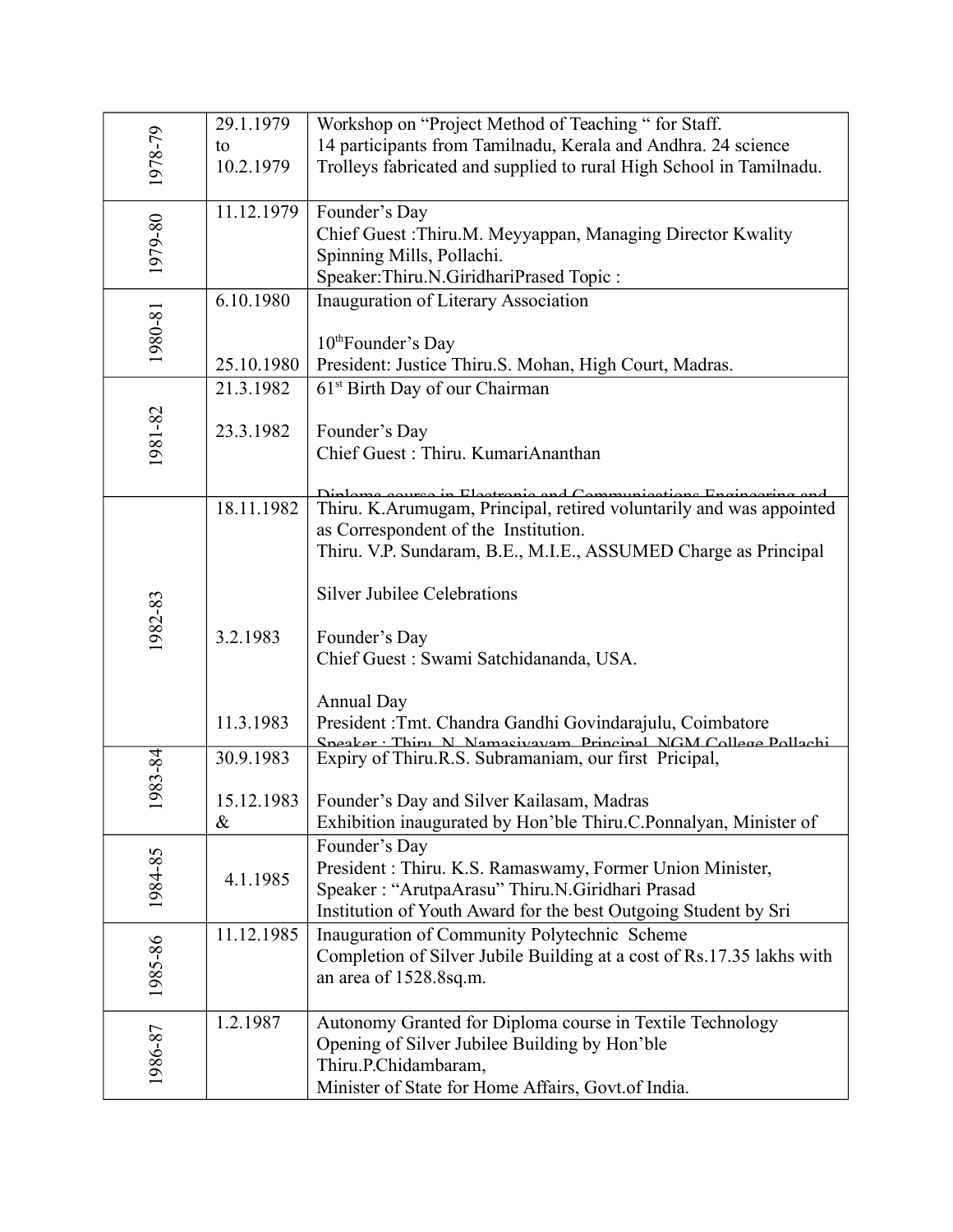| | | |
|---|---|---|
| 1978-79 | 29.1.1979 to 10.2.1979 | Workshop on "Project Method of Teaching " for Staff.<br>14 participants from Tamilnadu, Kerala and Andhra. 24 science Trolleys fabricated and supplied to rural High School in Tamilnadu. |
| 1979-80 | 11.12.1979 | Founder's Day<br>Chief Guest :Thiru.M. Meyyappan, Managing Director Kwality Spinning Mills, Pollachi.<br>Speaker:Thiru.N.GiridhariPrased Topic : |
| 1980-81 | 6.10.1980<br><br>25.10.1980 | Inauguration of Literary Association<br><br>10th Founder's Day<br>President: Justice Thiru.S. Mohan, High Court, Madras. |
| 1981-82 | 21.3.1982<br><br>23.3.1982 | 61st Birth Day of our Chairman<br><br>Founder's Day<br>Chief Guest : Thiru. KumariAnanthan<br><br>Diploma course in Electronic and Communications Engineering and |
| 1982-83 | 18.11.1982<br><br><br><br><br>3.2.1983<br><br><br>11.3.1983 | Thiru. K.Arumugam, Principal, retired voluntarily and was appointed as Correspondent of the Institution.<br>Thiru. V.P. Sundaram, B.E., M.I.E., ASSUMED Charge as Principal<br><br>Silver Jubilee Celebrations<br><br>Founder's Day<br>Chief Guest : Swami Satchidananda, USA.<br><br>Annual Day<br>President :Tmt. Chandra Gandhi Govindarajulu, Coimbatore<br>Speaker : Thiru. N. Namasivayam, Principal, NGM College Pollachi |
| 1983-84 | 30.9.1983<br><br>15.12.1983 & | Expiry of Thiru.R.S. Subramaniam, our first Pricipal,<br><br>Founder's Day and Silver Kailasam, Madras<br>Exhibition inaugurated by Hon'ble Thiru.C.Ponnalyan, Minister of |
| 1984-85 | 4.1.1985 | Founder's Day<br>President : Thiru. K.S. Ramaswamy, Former Union Minister,<br>Speaker : "ArutpaArasu" Thiru.N.Giridhari Prasad<br>Institution of Youth Award for the best Outgoing Student by Sri |
| 1985-86 | 11.12.1985 | Inauguration of Community Polytechnic Scheme<br>Completion of Silver Jubile Building at a cost of Rs.17.35 lakhs with an area of 1528.8sq.m. |
| 1986-87 | 1.2.1987 | Autonomy Granted for Diploma course in Textile Technology<br>Opening of Silver Jubilee Building by Hon'ble Thiru.P.Chidambaram,<br>Minister of State for Home Affairs, Govt.of India. |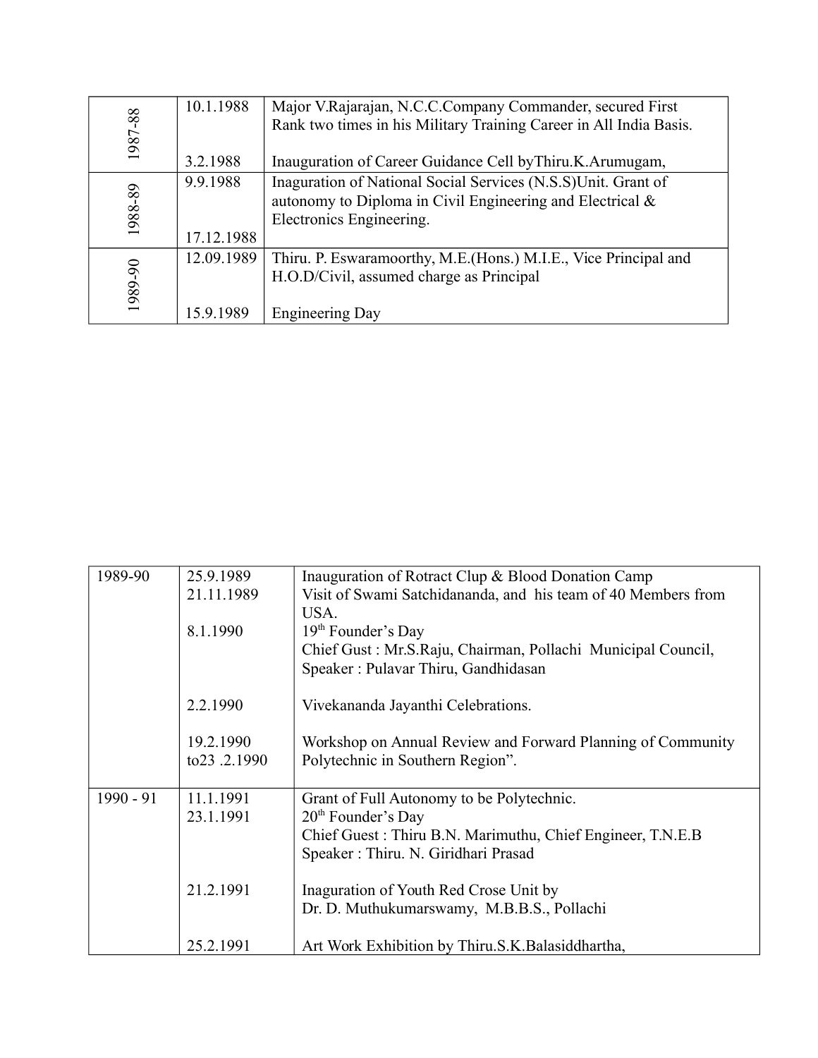| | | |
|---|---|---|
| 1987-88 | 10.1.1988 | Major V.Rajarajan, N.C.C.Company Commander, secured First Rank two times in his Military Training Career in All India Basis. |
| | 3.2.1988 | Inauguration of Career Guidance Cell byThiru.K.Arumugam, |
| 1988-89 | 9.9.1988 | Inaguration of National Social Services (N.S.S)Unit. Grant of autonomy to Diploma in Civil Engineering and Electrical & Electronics Engineering. |
| | 17.12.1988 | |
| 1989-90 | 12.09.1989 | Thiru. P. Eswaramoorthy, M.E.(Hons.) M.I.E., Vice Principal and H.O.D/Civil, assumed charge as Principal |
| | 15.9.1989 | Engineering Day |

| | | |
|---|---|---|
| 1989-90 | 25.9.1989 | Inauguration of Rotract Clup & Blood Donation Camp |
| | 21.11.1989 | Visit of Swami Satchidananda, and his team of 40 Members from USA. |
| | 8.1.1990 | 19th Founder's Day<br>Chief Gust : Mr.S.Raju, Chairman, Pollachi Municipal Council,<br>Speaker : Pulavar Thiru, Gandhidasan |
| | 2.2.1990 | Vivekananda Jayanthi Celebrations. |
| | 19.2.1990 to23 .2.1990 | Workshop on Annual Review and Forward Planning of Community Polytechnic in Southern Region". |
| 1990 - 91 | 11.1.1991 | Grant of Full Autonomy to be Polytechnic. |
| | 23.1.1991 | 20th Founder's Day<br>Chief Guest : Thiru B.N. Marimuthu, Chief Engineer, T.N.E.B<br>Speaker : Thiru. N. Giridhari Prasad |
| | 21.2.1991 | Inaguration of Youth Red Crose Unit by<br>Dr. D. Muthukumarswamy, M.B.B.S., Pollachi |
| | 25.2.1991 | Art Work Exhibition by Thiru.S.K.Balasiddhartha, |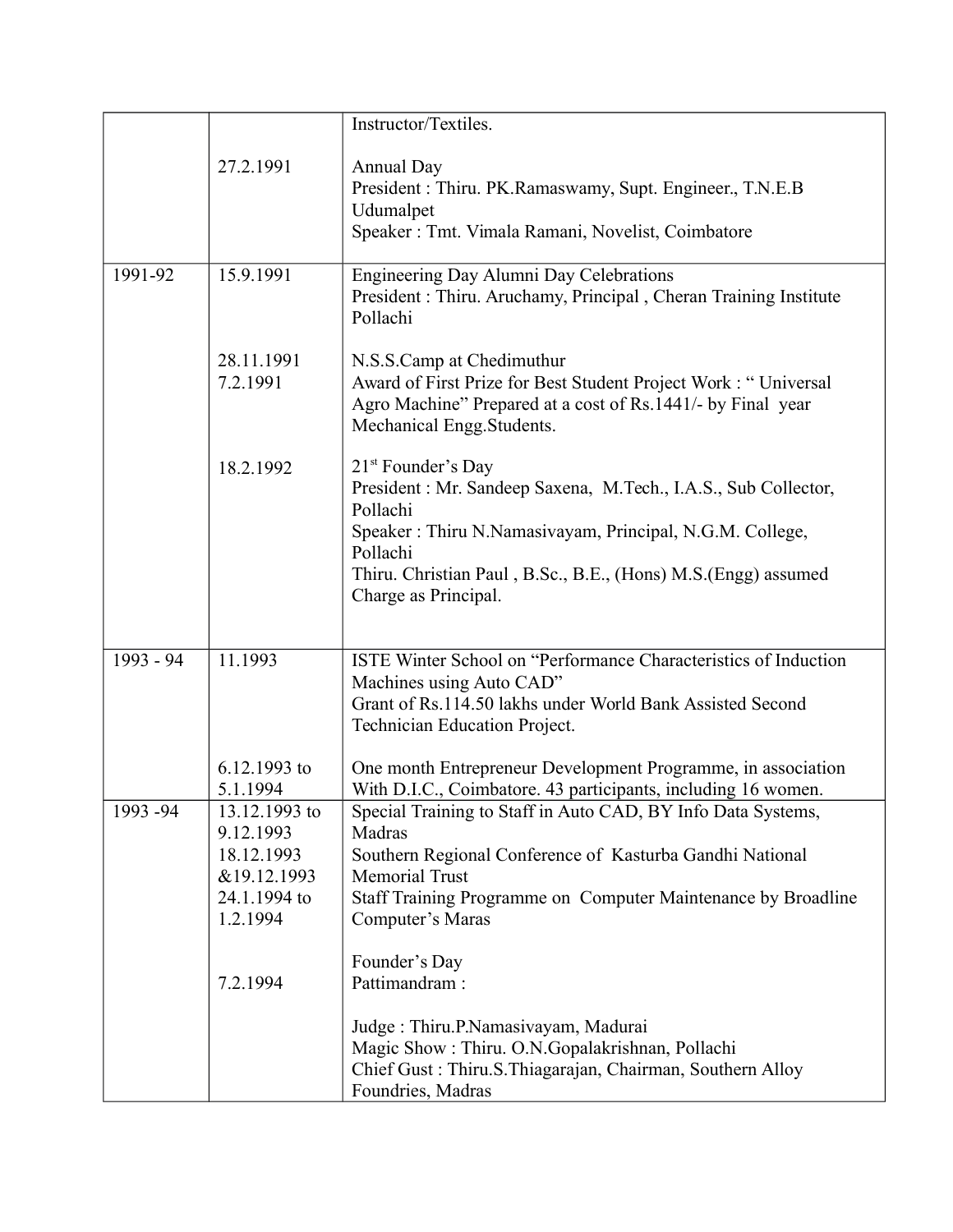| | | |
|---|---|---|
| | | Instructor/Textiles. |
| | 27.2.1991 | Annual Day<br>President : Thiru. PK.Ramaswamy, Supt. Engineer., T.N.E.B Udumalpet<br>Speaker : Tmt. Vimala Ramani, Novelist, Coimbatore |
| 1991-92 | 15.9.1991 | Engineering Day Alumni Day Celebrations<br>President : Thiru. Aruchamy, Principal , Cheran Training Institute Pollachi |
| | 28.11.1991<br>7.2.1991 | N.S.S.Camp at Chedimuthur<br>Award of First Prize for Best Student Project Work : " Universal Agro Machine" Prepared at a cost of Rs.1441/- by Final year Mechanical Engg.Students. |
| | 18.2.1992 | 21st Founder's Day<br>President : Mr. Sandeep Saxena, M.Tech., I.A.S., Sub Collector, Pollachi<br>Speaker : Thiru N.Namasivayam, Principal, N.G.M. College, Pollachi<br>Thiru. Christian Paul , B.Sc., B.E., (Hons) M.S.(Engg) assumed Charge as Principal. |
| 1993 - 94 | 11.1993 | ISTE Winter School on "Performance Characteristics of Induction Machines using Auto CAD"<br>Grant of Rs.114.50 lakhs under World Bank Assisted Second Technician Education Project. |
| | 6.12.1993 to 5.1.1994 | One month Entrepreneur Development Programme, in association With D.I.C., Coimbatore. 43 participants, including 16 women. |
| 1993 -94 | 13.12.1993 to 9.12.1993<br>18.12.1993 &19.12.1993<br>24.1.1994 to 1.2.1994 | Special Training to Staff in Auto CAD, BY Info Data Systems, Madras<br>Southern Regional Conference of Kasturba Gandhi National Memorial Trust<br>Staff Training Programme on Computer Maintenance by Broadline Computer's Maras |
| | 7.2.1994 | Founder's Day<br>Pattimandram :<br><br>Judge : Thiru.P.Namasivayam, Madurai<br>Magic Show : Thiru. O.N.Gopalakrishnan, Pollachi<br>Chief Gust : Thiru.S.Thiagarajan, Chairman, Southern Alloy Foundries, Madras |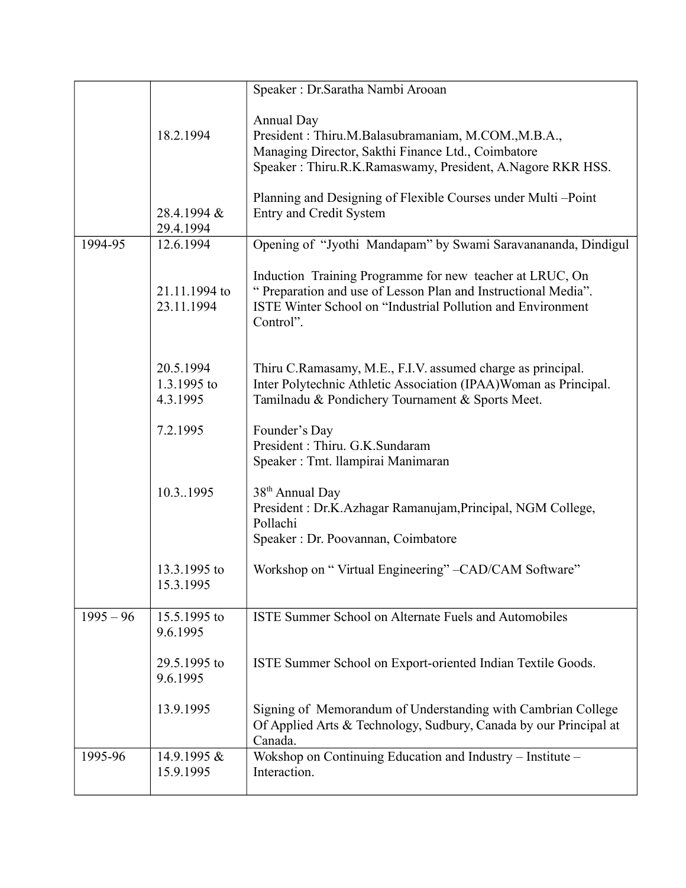| | | |
|---|---|---|
| | | Speaker : Dr.Saratha Nambi Arooan |
| | 18.2.1994 | Annual Day<br>President : Thiru.M.Balasubramaniam, M.COM.,M.B.A., Managing Director, Sakthi Finance Ltd., Coimbatore<br>Speaker : Thiru.R.K.Ramaswamy, President, A.Nagore RKR HSS. |
| | 28.4.1994 & 29.4.1994 | Planning and Designing of Flexible Courses under Multi –Point Entry and Credit System |
| 1994-95 | 12.6.1994 | Opening of "Jyothi Mandapam" by Swami Saravanananda, Dindigul |
| | 21.11.1994 to 23.11.1994 | Induction Training Programme for new teacher at LRUC, On " Preparation and use of Lesson Plan and Instructional Media".<br>ISTE Winter School on "Industrial Pollution and Environment Control". |
| | 20.5.1994<br>1.3.1995 to 4.3.1995 | Thiru C.Ramasamy, M.E., F.I.V. assumed charge as principal.<br>Inter Polytechnic Athletic Association (IPAA)Woman as Principal. Tamilnadu & Pondichery Tournament & Sports Meet. |
| | 7.2.1995 | Founder's Day<br>President : Thiru. G.K.Sundaram<br>Speaker : Tmt. llampirai Manimaran |
| | 10.3..1995 | 38th Annual Day<br>President : Dr.K.Azhagar Ramanujam,Principal, NGM College, Pollachi<br>Speaker : Dr. Poovannan, Coimbatore |
| | 13.3.1995 to 15.3.1995 | Workshop on " Virtual Engineering" –CAD/CAM Software" |
| 1995 – 96 | 15.5.1995 to 9.6.1995 | ISTE Summer School on Alternate Fuels and Automobiles |
| | 29.5.1995 to 9.6.1995 | ISTE Summer School on Export-oriented Indian Textile Goods. |
| | 13.9.1995 | Signing of Memorandum of Understanding with Cambrian College Of Applied Arts & Technology, Sudbury, Canada by our Principal at Canada. |
| 1995-96 | 14.9.1995 & 15.9.1995 | Wokshop on Continuing Education and Industry – Institute – Interaction. |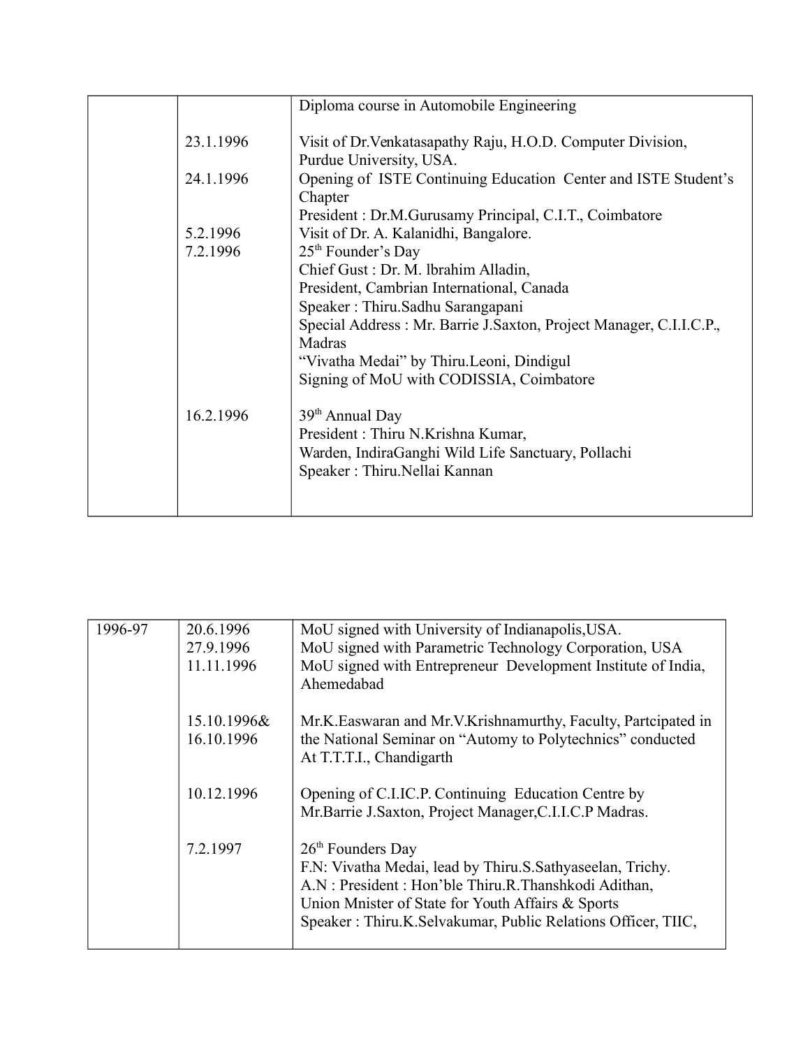| | | |
|---|---|---|
| | | Diploma course in Automobile Engineering |
| | 23.1.1996 | Visit of Dr.Venkatasapathy Raju, H.O.D. Computer Division, Purdue University, USA. |
| | 24.1.1996 | Opening of ISTE Continuing Education Center and ISTE Student's Chapter<br>President : Dr.M.Gurusamy Principal, C.I.T., Coimbatore |
| | 5.2.1996 | Visit of Dr. A. Kalanidhi, Bangalore. |
| | 7.2.1996 | 25th Founder's Day<br>Chief Gust : Dr. M. lbrahim Alladin,<br>President, Cambrian International, Canada<br>Speaker : Thiru.Sadhu Sarangapani<br>Special Address : Mr. Barrie J.Saxton, Project Manager, C.I.I.C.P., Madras<br>"Vivatha Medai" by Thiru.Leoni, Dindigul<br>Signing of MoU with CODISSIA, Coimbatore |
| | 16.2.1996 | 39th Annual Day<br>President : Thiru N.Krishna Kumar,<br>Warden, IndiraGanghi Wild Life Sanctuary, Pollachi<br>Speaker : Thiru.Nellai Kannan |

| | | |
|---|---|---|
| 1996-97 | 20.6.1996<br>27.9.1996<br>11.11.1996 | MoU signed with University of Indianapolis,USA.<br>MoU signed with Parametric Technology Corporation, USA<br>MoU signed with Entrepreneur Development Institute of India, Ahemedabad |
| | 15.10.1996&<br>16.10.1996 | Mr.K.Easwaran and Mr.V.Krishnamurthy, Faculty, Partcipated in the National Seminar on "Automy to Polytechnics" conducted At T.T.T.I., Chandigarth |
| | 10.12.1996 | Opening of C.I.IC.P. Continuing Education Centre by Mr.Barrie J.Saxton, Project Manager,C.I.I.C.P Madras. |
| | 7.2.1997 | 26th Founders Day<br>F.N: Vivatha Medai, lead by Thiru.S.Sathyaseelan, Trichy.<br>A.N : President : Hon'ble Thiru.R.Thanshkodi Adithan, Union Mnister of State for Youth Affairs & Sports<br>Speaker : Thiru.K.Selvakumar, Public Relations Officer, TIIC, |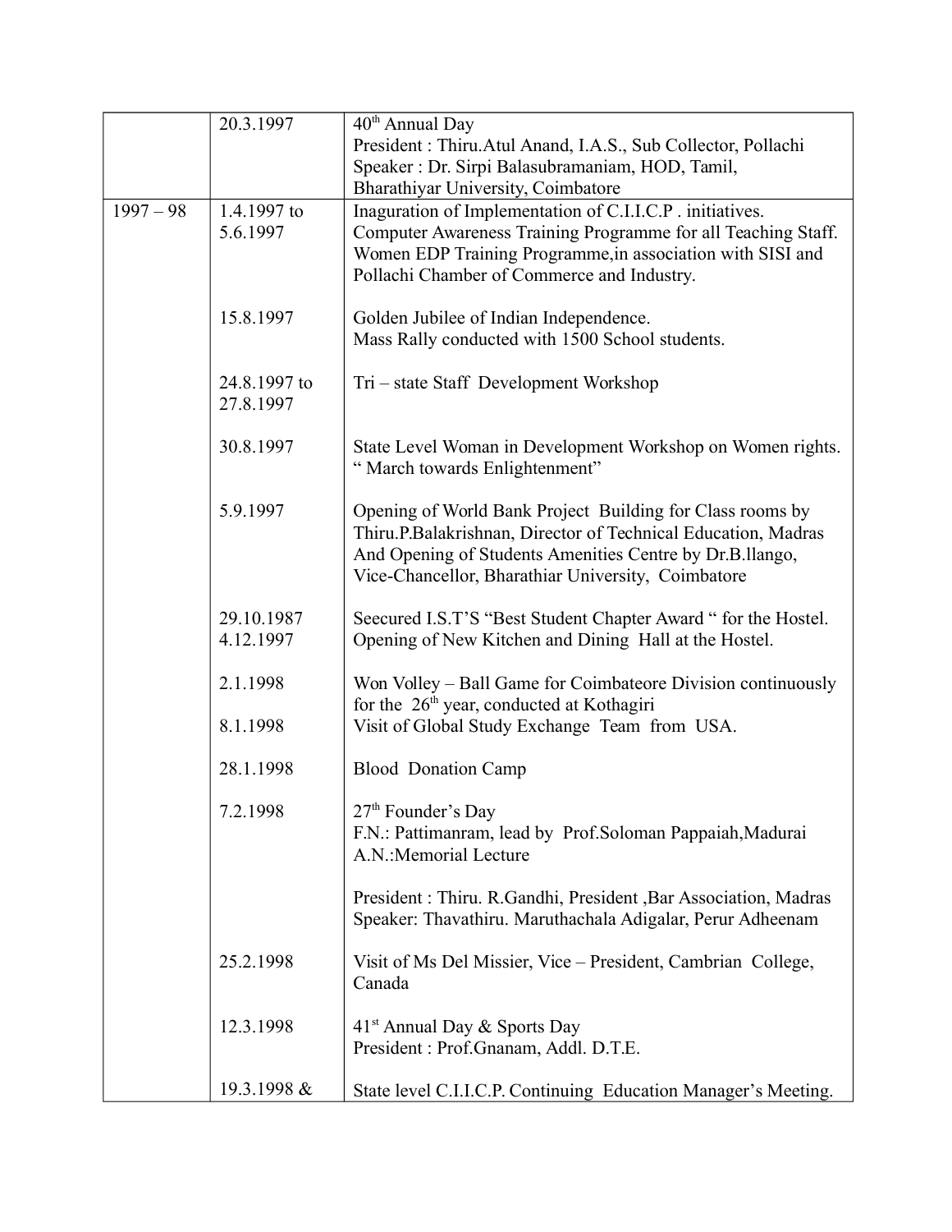| | | |
|---|---|---|
| | 20.3.1997 | 40th Annual Day<br>President : Thiru.Atul Anand, I.A.S., Sub Collector, Pollachi<br>Speaker : Dr. Sirpi Balasubramaniam, HOD, Tamil, Bharathiyar University, Coimbatore |
| 1997 – 98 | 1.4.1997 to 5.6.1997 | Inaguration of Implementation of C.I.I.C.P . initiatives.<br>Computer Awareness Training Programme for all Teaching Staff.<br>Women EDP Training Programme,in association with SISI and Pollachi Chamber of Commerce and Industry. |
| | 15.8.1997 | Golden Jubilee of Indian Independence.<br>Mass Rally conducted with 1500 School students. |
| | 24.8.1997 to 27.8.1997 | Tri – state Staff Development Workshop |
| | 30.8.1997 | State Level Woman in Development Workshop on Women rights.<br>" March towards Enlightenment" |
| | 5.9.1997 | Opening of World Bank Project Building for Class rooms by Thiru.P.Balakrishnan, Director of Technical Education, Madras And Opening of Students Amenities Centre by Dr.B.llango, Vice-Chancellor, Bharathiar University, Coimbatore |
| | 29.10.1987<br>4.12.1997 | Seecured I.S.T'S "Best Student Chapter Award " for the Hostel.<br>Opening of New Kitchen and Dining Hall at the Hostel. |
| | 2.1.1998<br><br>8.1.1998 | Won Volley – Ball Game for Coimbateore Division continuously for the 26th year, conducted at Kothagiri<br>Visit of Global Study Exchange Team from USA. |
| | 28.1.1998 | Blood Donation Camp |
| | 7.2.1998 | 27th Founder's Day<br>F.N.: Pattimanram, lead by Prof.Soloman Pappaiah,Madurai<br>A.N.:Memorial Lecture<br><br>President : Thiru. R.Gandhi, President ,Bar Association, Madras<br>Speaker: Thavathiru. Maruthachala Adigalar, Perur Adheenam |
| | 25.2.1998 | Visit of Ms Del Missier, Vice – President, Cambrian College, Canada |
| | 12.3.1998 | 41st Annual Day & Sports Day<br>President : Prof.Gnanam, Addl. D.T.E. |
| | 19.3.1998 & | State level C.I.I.C.P. Continuing Education Manager's Meeting. |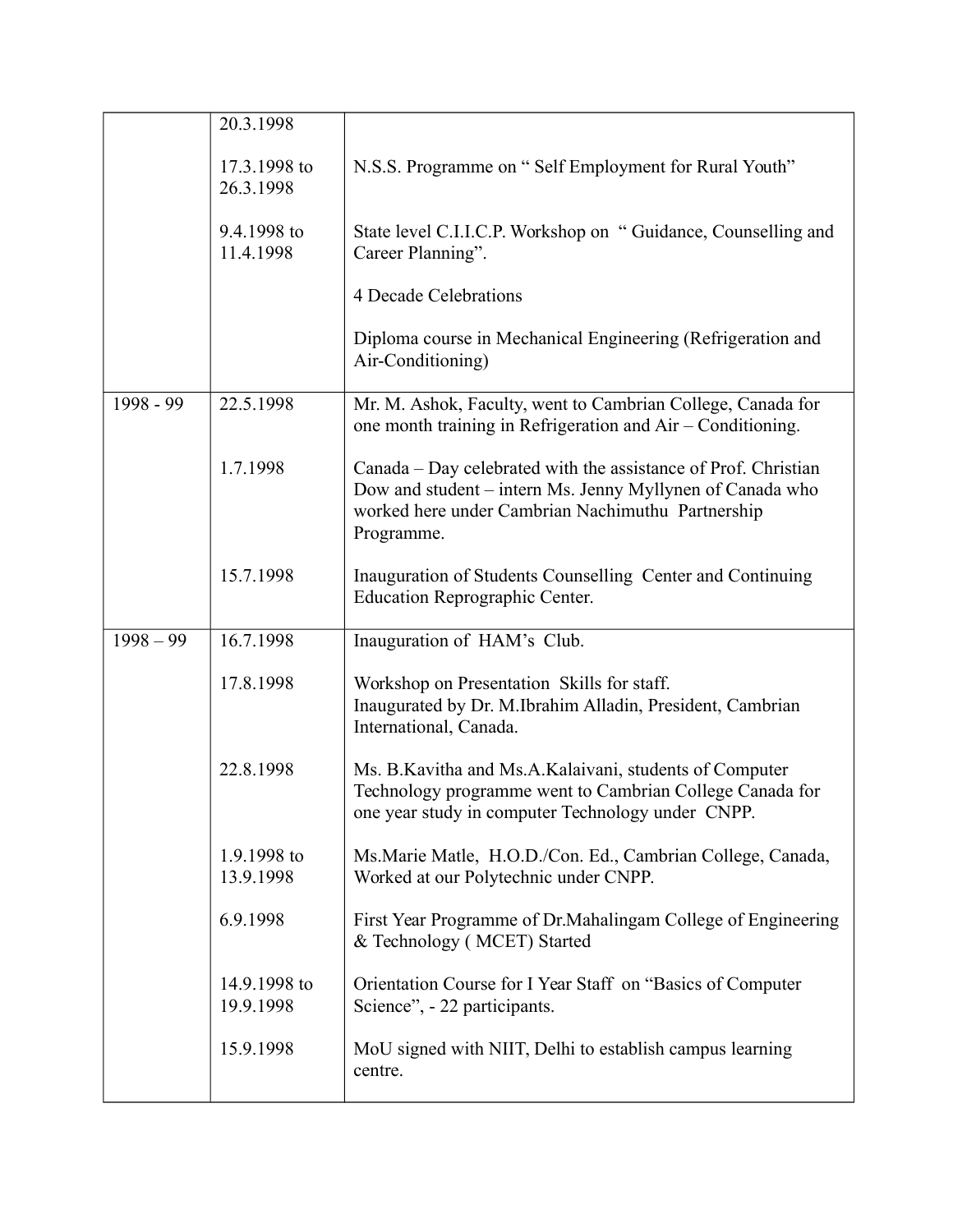| | | |
|---|---|---|
| | 20.3.1998 | |
| | 17.3.1998 to 26.3.1998 | N.S.S. Programme on " Self Employment for Rural Youth" |
| | 9.4.1998 to 11.4.1998 | State level C.I.I.C.P. Workshop on " Guidance, Counselling and Career Planning". |
| | | 4 Decade Celebrations |
| | | Diploma course in Mechanical Engineering (Refrigeration and Air-Conditioning) |
| 1998 - 99 | 22.5.1998 | Mr. M. Ashok, Faculty, went to Cambrian College, Canada for one month training in Refrigeration and Air – Conditioning. |
| | 1.7.1998 | Canada – Day celebrated with the assistance of Prof. Christian Dow and student – intern Ms. Jenny Myllynen of Canada who worked here under Cambrian Nachimuthu Partnership Programme. |
| | 15.7.1998 | Inauguration of Students Counselling Center and Continuing Education Reprographic Center. |
| 1998 – 99 | 16.7.1998 | Inauguration of HAM's Club. |
| | 17.8.1998 | Workshop on Presentation Skills for staff.<br>Inaugurated by Dr. M.Ibrahim Alladin, President, Cambrian International, Canada. |
| | 22.8.1998 | Ms. B.Kavitha and Ms.A.Kalaivani, students of Computer Technology programme went to Cambrian College Canada for one year study in computer Technology under CNPP. |
| | 1.9.1998 to 13.9.1998 | Ms.Marie Matle, H.O.D./Con. Ed., Cambrian College, Canada, Worked at our Polytechnic under CNPP. |
| | 6.9.1998 | First Year Programme of Dr.Mahalingam College of Engineering & Technology ( MCET) Started |
| | 14.9.1998 to 19.9.1998 | Orientation Course for I Year Staff on "Basics of Computer Science", - 22 participants. |
| | 15.9.1998 | MoU signed with NIIT, Delhi to establish campus learning centre. |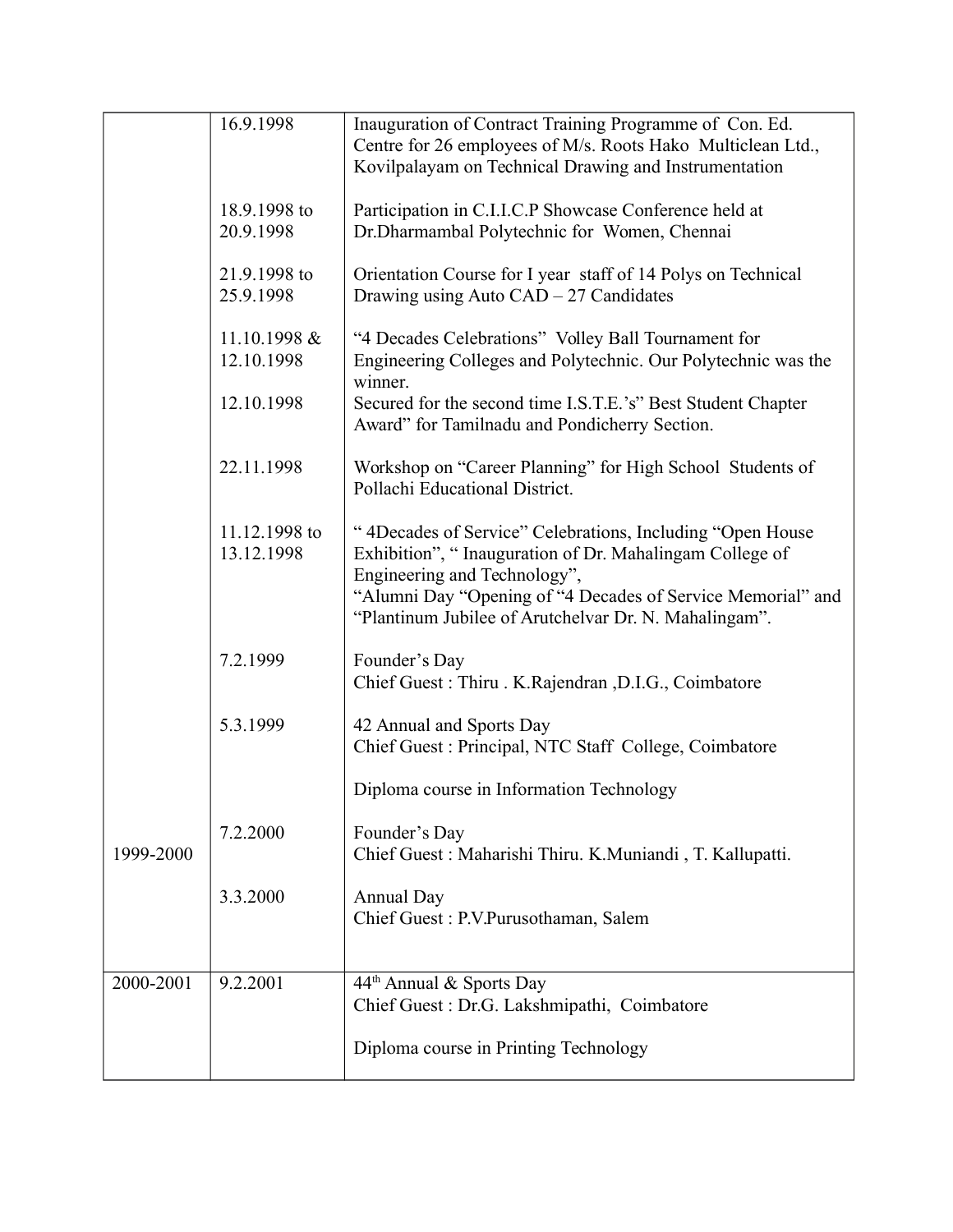| | | |
|---|---|---|
| | 16.9.1998 | Inauguration of Contract Training Programme of Con. Ed. Centre for 26 employees of M/s. Roots Hako Multiclean Ltd., Kovilpalayam on Technical Drawing and Instrumentation |
| | 18.9.1998 to 20.9.1998 | Participation in C.I.I.C.P Showcase Conference held at Dr.Dharmambal Polytechnic for Women, Chennai |
| | 21.9.1998 to 25.9.1998 | Orientation Course for I year staff of 14 Polys on Technical Drawing using Auto CAD – 27 Candidates |
| | 11.10.1998 & 12.10.1998 | "4 Decades Celebrations" Volley Ball Tournament for Engineering Colleges and Polytechnic. Our Polytechnic was the winner. |
| | 12.10.1998 | Secured for the second time I.S.T.E.'s" Best Student Chapter Award" for Tamilnadu and Pondicherry Section. |
| | 22.11.1998 | Workshop on "Career Planning" for High School Students of Pollachi Educational District. |
| | 11.12.1998 to 13.12.1998 | " 4Decades of Service" Celebrations, Including "Open House Exhibition", " Inauguration of Dr. Mahalingam College of Engineering and Technology", "Alumni Day "Opening of "4 Decades of Service Memorial" and "Plantinum Jubilee of Arutchelvar Dr. N. Mahalingam". |
| | 7.2.1999 | Founder's Day<br>Chief Guest : Thiru . K.Rajendran ,D.I.G., Coimbatore |
| | 5.3.1999 | 42 Annual and Sports Day<br>Chief Guest : Principal, NTC Staff College, Coimbatore |
| | | Diploma course in Information Technology |
| 1999-2000 | 7.2.2000 | Founder's Day<br>Chief Guest : Maharishi Thiru. K.Muniandi , T. Kallupatti. |
| | 3.3.2000 | Annual Day<br>Chief Guest : P.V.Purusothaman, Salem |
| 2000-2001 | 9.2.2001 | 44th Annual & Sports Day<br>Chief Guest : Dr.G. Lakshmipathi, Coimbatore |
| | | Diploma course in Printing Technology |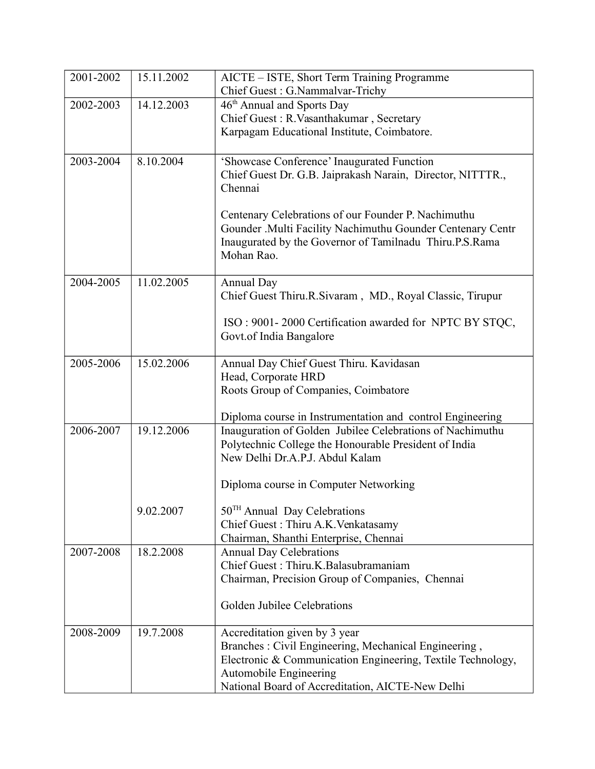| | | |
|---|---|---|
| 2001-2002 | 15.11.2002 | AICTE – ISTE, Short Term Training Programme<br>Chief Guest : G.Nammalvar-Trichy |
| 2002-2003 | 14.12.2003 | 46th Annual and Sports Day<br>Chief Guest : R.Vasanthakumar , Secretary<br>Karpagam Educational Institute, Coimbatore. |
| 2003-2004 | 8.10.2004 | 'Showcase Conference' Inaugurated Function<br>Chief Guest Dr. G.B. Jaiprakash Narain, Director, NITTTR., Chennai<br><br>Centenary Celebrations of our Founder P. Nachimuthu Gounder .Multi Facility Nachimuthu Gounder Centenary Centr Inaugurated by the Governor of Tamilnadu Thiru.P.S.Rama Mohan Rao. |
| 2004-2005 | 11.02.2005 | Annual Day<br>Chief Guest Thiru.R.Sivaram , MD., Royal Classic, Tirupur<br><br>ISO : 9001- 2000 Certification awarded for NPTC BY STQC, Govt.of India Bangalore |
| 2005-2006 | 15.02.2006 | Annual Day Chief Guest Thiru. Kavidasan<br>Head, Corporate HRD<br>Roots Group of Companies, Coimbatore<br><br>Diploma course in Instrumentation and control Engineering |
| 2006-2007 | 19.12.2006<br><br><br><br><br>9.02.2007 | Inauguration of Golden Jubilee Celebrations of Nachimuthu Polytechnic College the Honourable President of India<br>New Delhi Dr.A.P.J. Abdul Kalam<br><br>Diploma course in Computer Networking<br><br>50TH Annual Day Celebrations<br>Chief Guest : Thiru A.K.Venkatasamy<br>Chairman, Shanthi Enterprise, Chennai |
| 2007-2008 | 18.2.2008 | Annual Day Celebrations<br>Chief Guest : Thiru.K.Balasubramaniam<br>Chairman, Precision Group of Companies, Chennai<br><br>Golden Jubilee Celebrations |
| 2008-2009 | 19.7.2008 | Accreditation given by 3 year<br>Branches : Civil Engineering, Mechanical Engineering , Electronic & Communication Engineering, Textile Technology, Automobile Engineering<br>National Board of Accreditation, AICTE-New Delhi |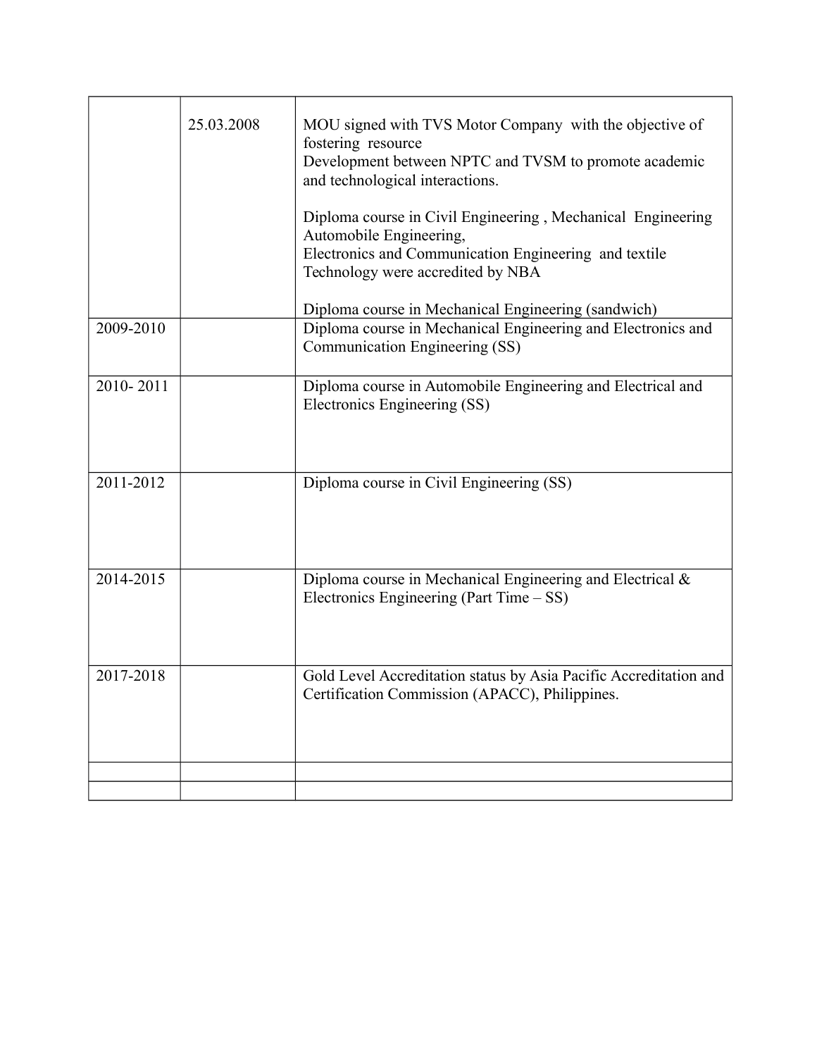| | | |
|---|---|---|
| | 25.03.2008 | MOU signed with TVS Motor Company with the objective of fostering resource Development between NPTC and TVSM to promote academic and technological interactions.<br><br>Diploma course in Civil Engineering , Mechanical Engineering Automobile Engineering, Electronics and Communication Engineering and textile Technology were accredited by NBA<br><br>Diploma course in Mechanical Engineering (sandwich) |
| 2009-2010 | | Diploma course in Mechanical Engineering and Electronics and Communication Engineering (SS) |
| 2010- 2011 | | Diploma course in Automobile Engineering and Electrical and Electronics Engineering (SS) |
| 2011-2012 | | Diploma course in Civil Engineering (SS) |
| 2014-2015 | | Diploma course in Mechanical Engineering and Electrical & Electronics Engineering (Part Time – SS) |
| 2017-2018 | | Gold Level Accreditation status by Asia Pacific Accreditation and Certification Commission (APACC), Philippines. |
| | | |
| | | |